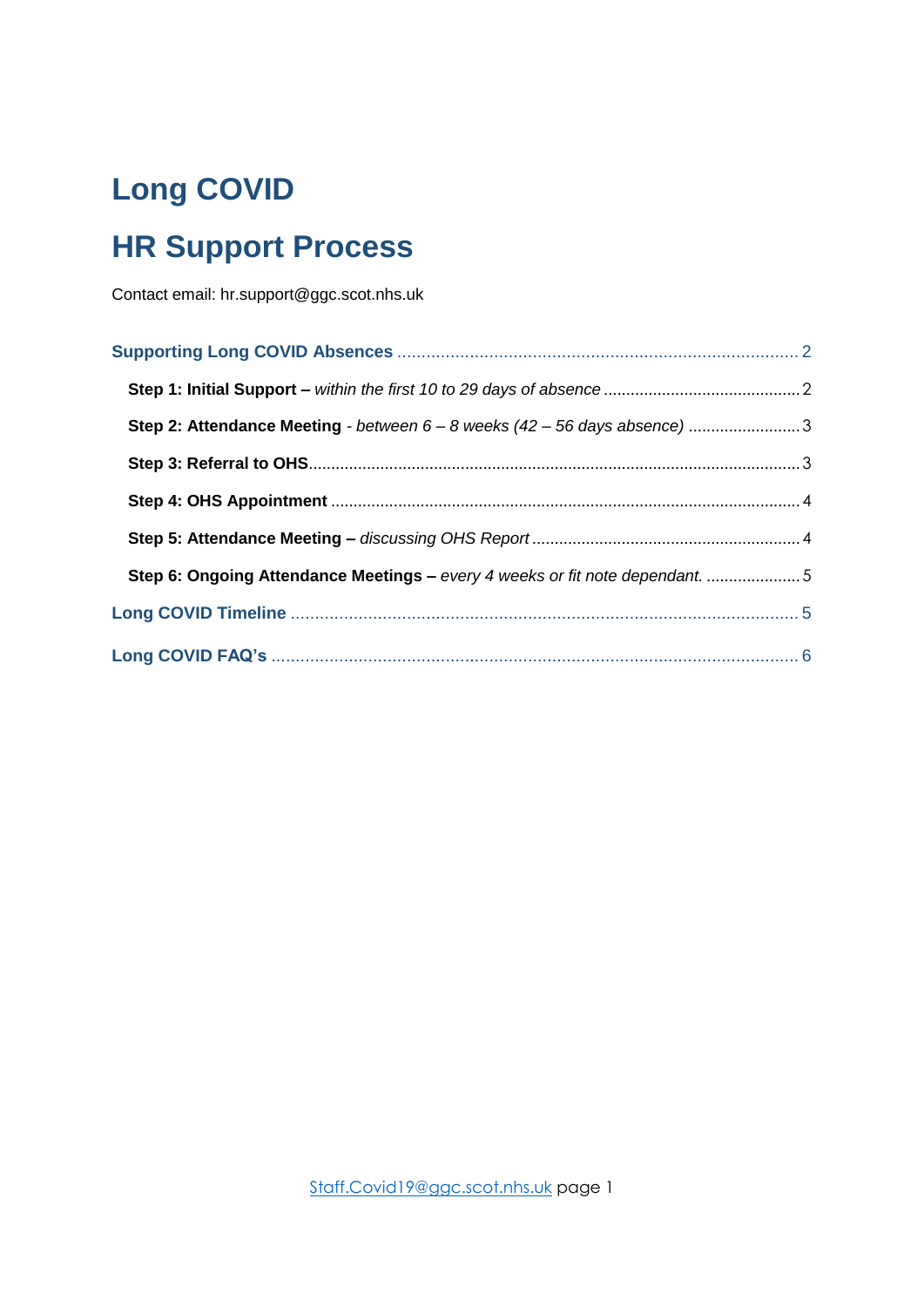# Long COVID

# HR Support Process

Contact email: hr.support@ggc.scot.nhs.uk

**Supporting Long COVID Absences** .......... 2

- **Step 1: Initial Support –** *within the first 10 to 29 days of absence* .......... 2
- **Step 2: Attendance Meeting** - *between 6 – 8 weeks (42 – 56 days absence)* .......... 3
- **Step 3: Referral to OHS** .......... 3
- **Step 4: OHS Appointment** .......... 4
- **Step 5: Attendance Meeting –** *discussing OHS Report* .......... 4
- **Step 6: Ongoing Attendance Meetings –** *every 4 weeks or fit note dependant.* .......... 5

**Long COVID Timeline** .......... 5

**Long COVID FAQ's** .......... 6

Staff.Covid19@ggc.scot.nhs.uk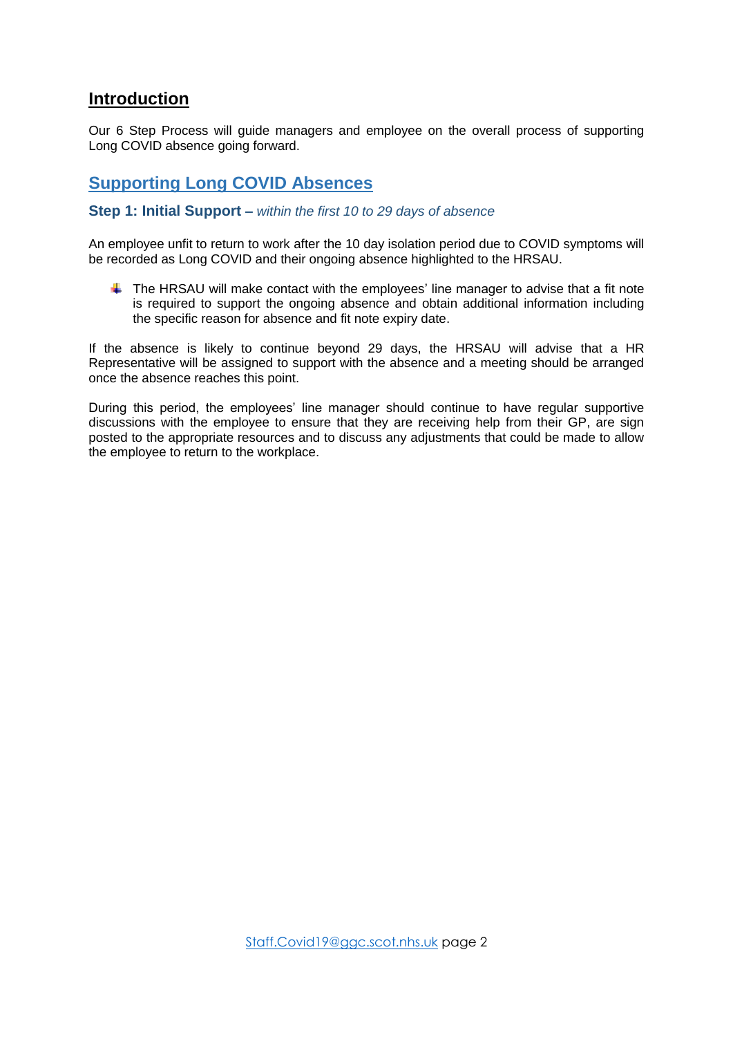## Introduction

Our 6 Step Process will guide managers and employee on the overall process of supporting Long COVID absence going forward.

## Supporting Long COVID Absences

### Step 1: Initial Support – *within the first 10 to 29 days of absence*

An employee unfit to return to work after the 10 day isolation period due to COVID symptoms will be recorded as Long COVID and their ongoing absence highlighted to the HRSAU.

- The HRSAU will make contact with the employees' line manager to advise that a fit note is required to support the ongoing absence and obtain additional information including the specific reason for absence and fit note expiry date.

If the absence is likely to continue beyond 29 days, the HRSAU will advise that a HR Representative will be assigned to support with the absence and a meeting should be arranged once the absence reaches this point.

During this period, the employees' line manager should continue to have regular supportive discussions with the employee to ensure that they are receiving help from their GP, are sign posted to the appropriate resources and to discuss any adjustments that could be made to allow the employee to return to the workplace.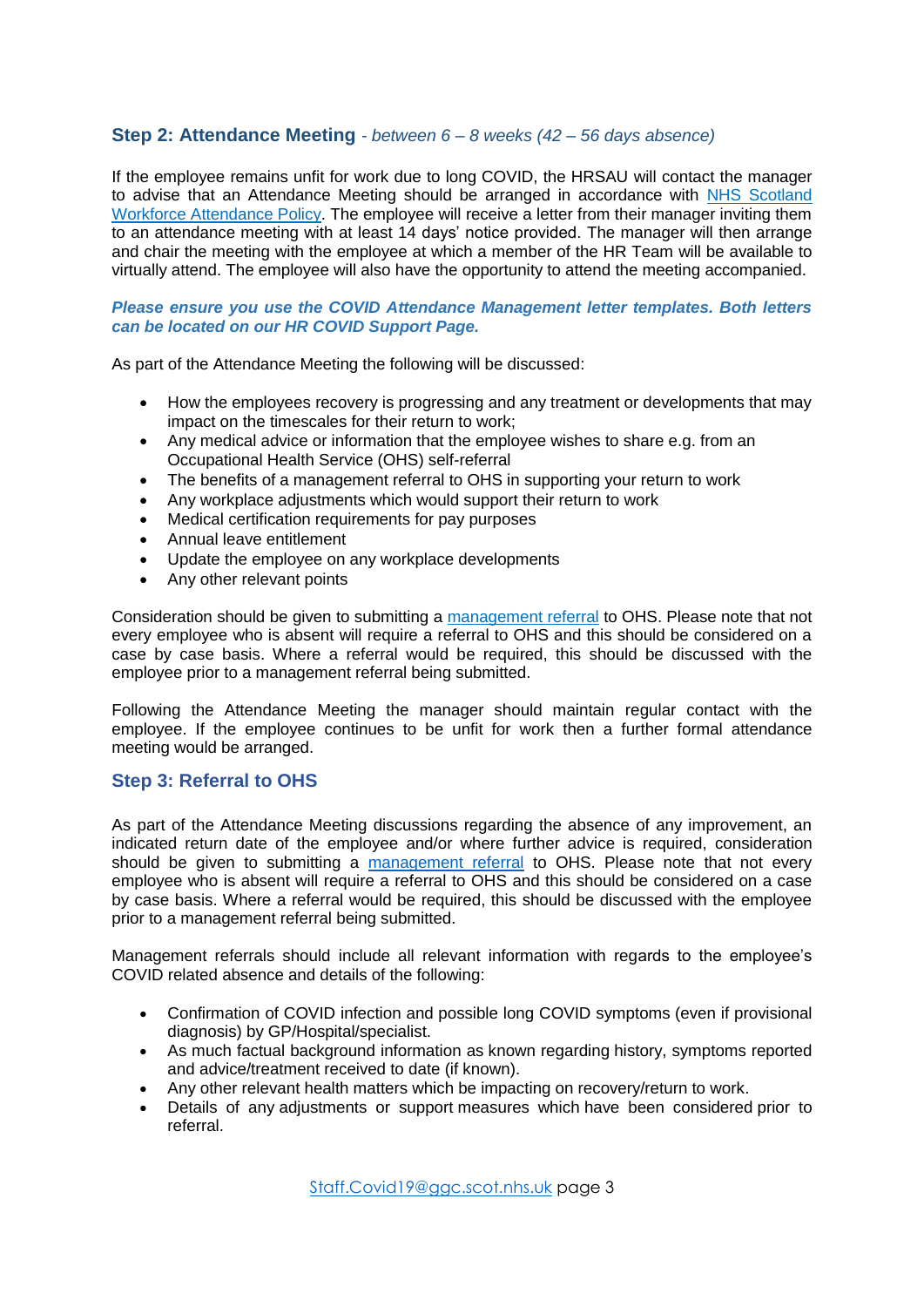## Step 2: Attendance Meeting *- between 6 – 8 weeks (42 – 56 days absence)*

If the employee remains unfit for work due to long COVID, the HRSAU will contact the manager to advise that an Attendance Meeting should be arranged in accordance with [NHS Scotland Workforce Attendance Policy](). The employee will receive a letter from their manager inviting them to an attendance meeting with at least 14 days' notice provided. The manager will then arrange and chair the meeting with the employee at which a member of the HR Team will be available to virtually attend. The employee will also have the opportunity to attend the meeting accompanied.

***Please ensure you use the COVID Attendance Management letter templates. Both letters can be located on our HR COVID Support Page.***

As part of the Attendance Meeting the following will be discussed:

- How the employees recovery is progressing and any treatment or developments that may impact on the timescales for their return to work;
- Any medical advice or information that the employee wishes to share e.g. from an Occupational Health Service (OHS) self-referral
- The benefits of a management referral to OHS in supporting your return to work
- Any workplace adjustments which would support their return to work
- Medical certification requirements for pay purposes
- Annual leave entitlement
- Update the employee on any workplace developments
- Any other relevant points

Consideration should be given to submitting a [management referral]() to OHS. Please note that not every employee who is absent will require a referral to OHS and this should be considered on a case by case basis. Where a referral would be required, this should be discussed with the employee prior to a management referral being submitted.

Following the Attendance Meeting the manager should maintain regular contact with the employee. If the employee continues to be unfit for work then a further formal attendance meeting would be arranged.

## Step 3: Referral to OHS

As part of the Attendance Meeting discussions regarding the absence of any improvement, an indicated return date of the employee and/or where further advice is required, consideration should be given to submitting a [management referral]() to OHS. Please note that not every employee who is absent will require a referral to OHS and this should be considered on a case by case basis. Where a referral would be required, this should be discussed with the employee prior to a management referral being submitted.

Management referrals should include all relevant information with regards to the employee's COVID related absence and details of the following:

- Confirmation of COVID infection and possible long COVID symptoms (even if provisional diagnosis) by GP/Hospital/specialist.
- As much factual background information as known regarding history, symptoms reported and advice/treatment received to date (if known).
- Any other relevant health matters which be impacting on recovery/return to work.
- Details of any adjustments or support measures which have been considered prior to referral.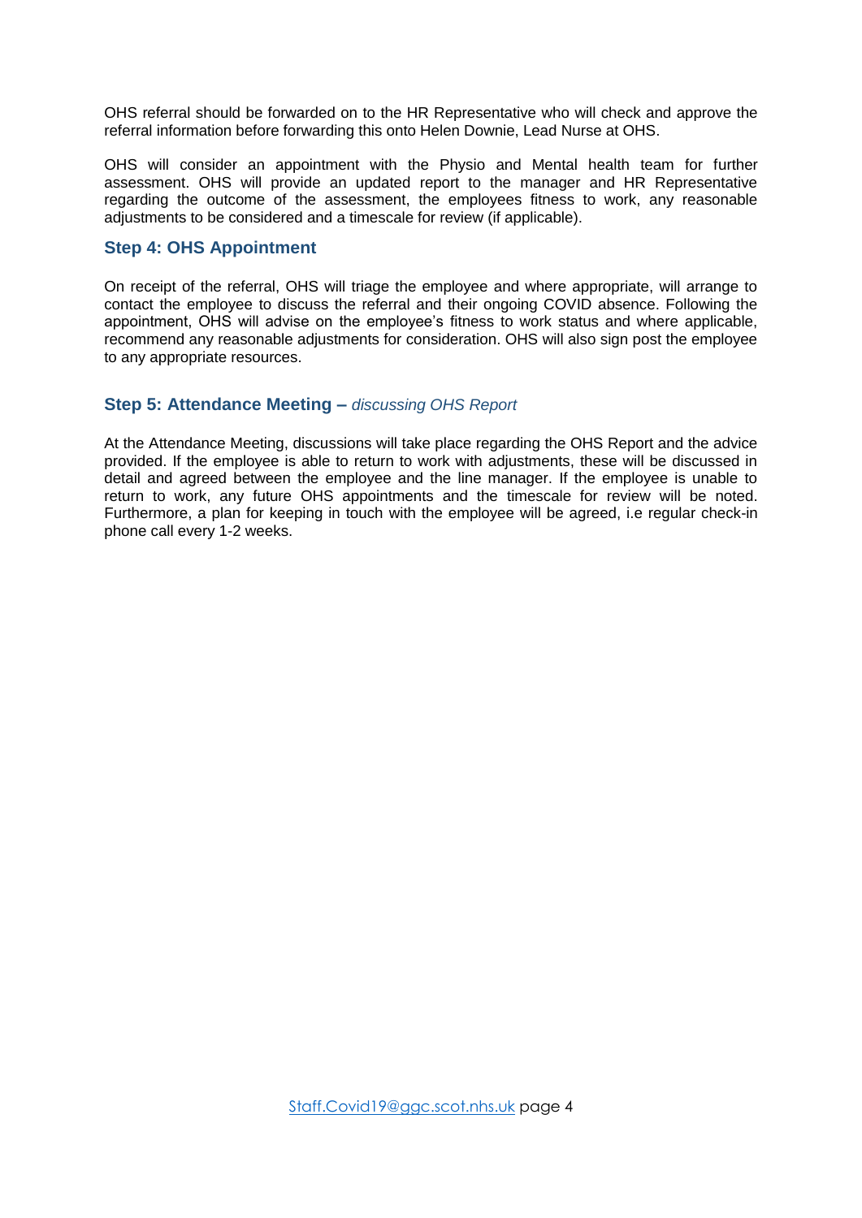OHS referral should be forwarded on to the HR Representative who will check and approve the referral information before forwarding this onto Helen Downie, Lead Nurse at OHS.

OHS will consider an appointment with the Physio and Mental health team for further assessment. OHS will provide an updated report to the manager and HR Representative regarding the outcome of the assessment, the employees fitness to work, any reasonable adjustments to be considered and a timescale for review (if applicable).

### Step 4: OHS Appointment

On receipt of the referral, OHS will triage the employee and where appropriate, will arrange to contact the employee to discuss the referral and their ongoing COVID absence. Following the appointment, OHS will advise on the employee's fitness to work status and where applicable, recommend any reasonable adjustments for consideration. OHS will also sign post the employee to any appropriate resources.

### Step 5: Attendance Meeting – *discussing OHS Report*

At the Attendance Meeting, discussions will take place regarding the OHS Report and the advice provided. If the employee is able to return to work with adjustments, these will be discussed in detail and agreed between the employee and the line manager. If the employee is unable to return to work, any future OHS appointments and the timescale for review will be noted. Furthermore, a plan for keeping in touch with the employee will be agreed, i.e regular check-in phone call every 1-2 weeks.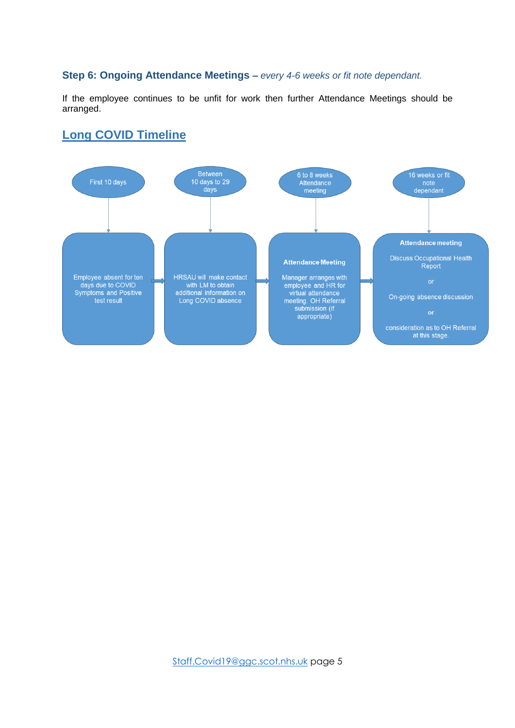**Step 6: Ongoing Attendance Meetings –** *every 4-6 weeks or fit note dependant.*

If the employee continues to be unfit for work then further Attendance Meetings should be arranged.

## Long COVID Timeline

**First 10 days**

Employee absent for ten days due to COVID Symptoms and Positive test result

→

**Between 10 days to 29 days**

HRSAU will make contact with LM to obtain additional information on Long COVID absence

→

**6 to 8 weeks Attendance meeting**

**Attendance Meeting**

Manager arranges with employee and HR for virtual attendance meeting. OH Referral submission (if appropriate)

→

**16 weeks or fit note dependant**

**Attendance meeting**

Discuss Occupational Health Report

or

On-going absence discussion

**or**

consideration as to OH Referral at this stage.

[Staff.Covid19@ggc.scot.nhs.uk](mailto:Staff.Covid19@ggc.scot.nhs.uk)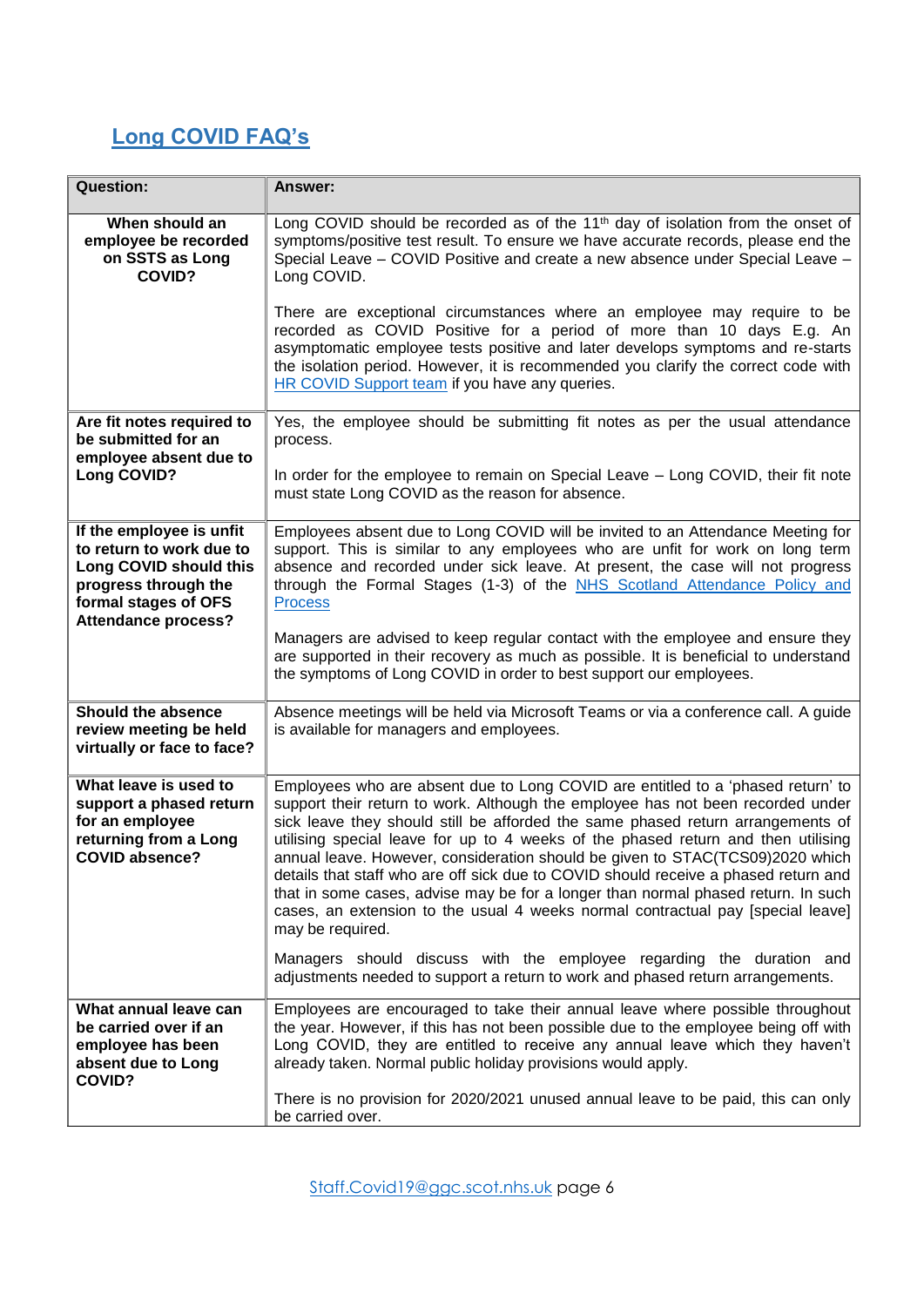## Long COVID FAQ's

| Question: | Answer: |
|---|---|
| **When should an employee be recorded on SSTS as Long COVID?** | Long COVID should be recorded as of the 11th day of isolation from the onset of symptoms/positive test result. To ensure we have accurate records, please end the Special Leave – COVID Positive and create a new absence under Special Leave – Long COVID.<br><br>There are exceptional circumstances where an employee may require to be recorded as COVID Positive for a period of more than 10 days E.g. An asymptomatic employee tests positive and later develops symptoms and re-starts the isolation period. However, it is recommended you clarify the correct code with HR COVID Support team if you have any queries. |
| **Are fit notes required to be submitted for an employee absent due to Long COVID?** | Yes, the employee should be submitting fit notes as per the usual attendance process.<br><br>In order for the employee to remain on Special Leave – Long COVID, their fit note must state Long COVID as the reason for absence. |
| **If the employee is unfit to return to work due to Long COVID should this progress through the formal stages of OFS Attendance process?** | Employees absent due to Long COVID will be invited to an Attendance Meeting for support. This is similar to any employees who are unfit for work on long term absence and recorded under sick leave. At present, the case will not progress through the Formal Stages (1-3) of the NHS Scotland Attendance Policy and Process<br><br>Managers are advised to keep regular contact with the employee and ensure they are supported in their recovery as much as possible. It is beneficial to understand the symptoms of Long COVID in order to best support our employees. |
| **Should the absence review meeting be held virtually or face to face?** | Absence meetings will be held via Microsoft Teams or via a conference call. A guide is available for managers and employees. |
| **What leave is used to support a phased return for an employee returning from a Long COVID absence?** | Employees who are absent due to Long COVID are entitled to a 'phased return' to support their return to work. Although the employee has not been recorded under sick leave they should still be afforded the same phased return arrangements of utilising special leave for up to 4 weeks of the phased return and then utilising annual leave. However, consideration should be given to STAC(TCS09)2020 which details that staff who are off sick due to COVID should receive a phased return and that in some cases, advise may be for a longer than normal phased return. In such cases, an extension to the usual 4 weeks normal contractual pay [special leave] may be required.<br><br>Managers should discuss with the employee regarding the duration and adjustments needed to support a return to work and phased return arrangements. |
| **What annual leave can be carried over if an employee has been absent due to Long COVID?** | Employees are encouraged to take their annual leave where possible throughout the year. However, if this has not been possible due to the employee being off with Long COVID, they are entitled to receive any annual leave which they haven't already taken. Normal public holiday provisions would apply.<br><br>There is no provision for 2020/2021 unused annual leave to be paid, this can only be carried over. |

Staff.Covid19@ggc.scot.nhs.uk